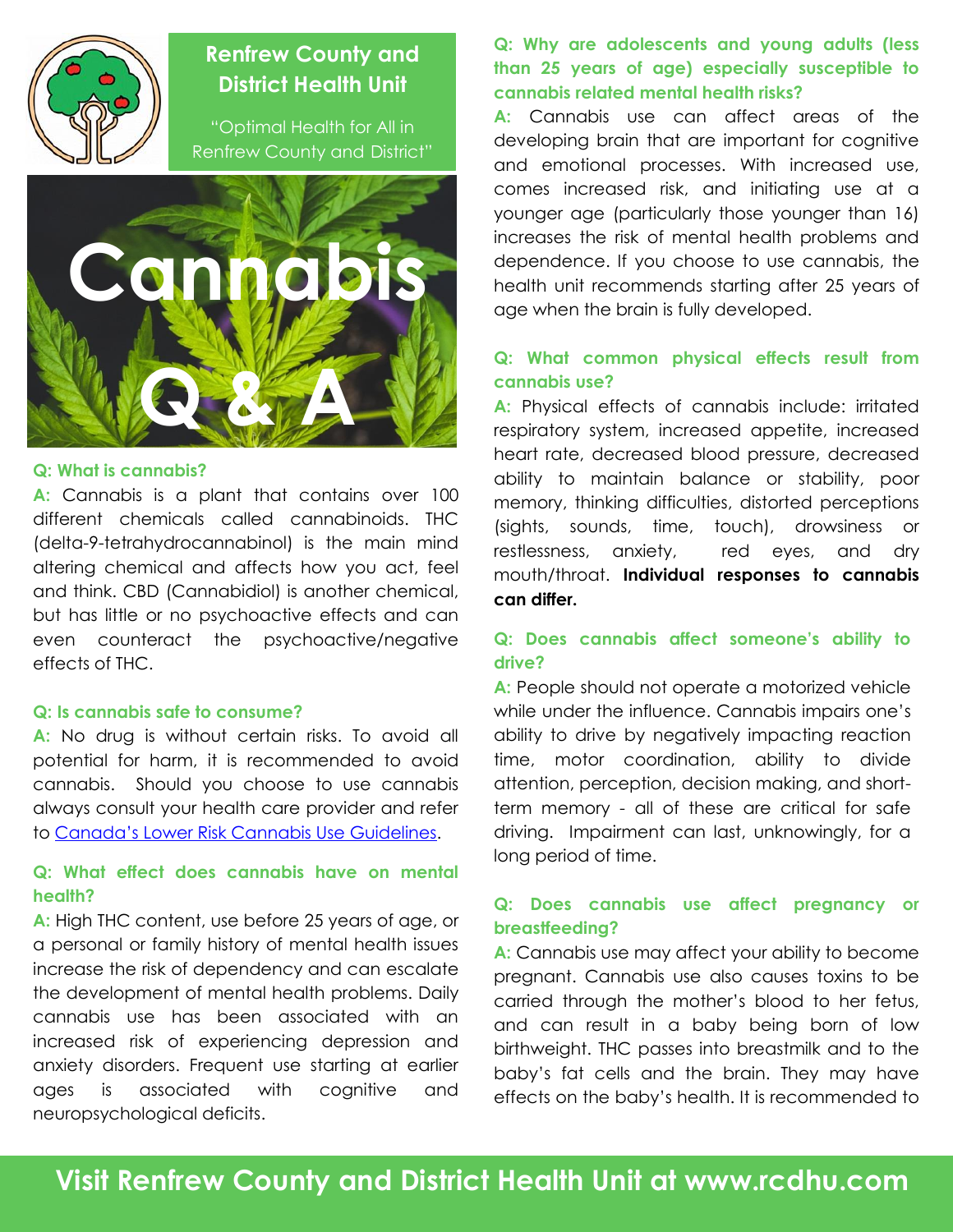# Renfrew County and District Health Unit

"Optimal Health for All in Renfrew County and District"

# Cannabis Q & A

**Q: What is cannabis?**

**A:** Cannabis is a plant that contains over 100 different chemicals called cannabinoids. THC (delta-9-tetrahydrocannabinol) is the main mind altering chemical and affects how you act, feel and think. CBD (Cannabidiol) is another chemical, but has little or no psychoactive effects and can even counteract the psychoactive/negative effects of THC.

**Q: Is cannabis safe to consume?**

**A:** No drug is without certain risks. To avoid all potential for harm, it is recommended to avoid cannabis. Should you choose to use cannabis always consult your health care provider and refer to [Canada's Lower Risk Cannabis Use Guidelines](Canada's Lower Risk Cannabis Use Guidelines).

**Q: What effect does cannabis have on mental health?**

**A:** High THC content, use before 25 years of age, or a personal or family history of mental health issues increase the risk of dependency and can escalate the development of mental health problems. Daily cannabis use has been associated with an increased risk of experiencing depression and anxiety disorders. Frequent use starting at earlier ages is associated with cognitive and neuropsychological deficits.

**Q: Why are adolescents and young adults (less than 25 years of age) especially susceptible to cannabis related mental health risks?**

**A:** Cannabis use can affect areas of the developing brain that are important for cognitive and emotional processes. With increased use, comes increased risk, and initiating use at a younger age (particularly those younger than 16) increases the risk of mental health problems and dependence. If you choose to use cannabis, the health unit recommends starting after 25 years of age when the brain is fully developed.

**Q: What common physical effects result from cannabis use?**

**A:** Physical effects of cannabis include: irritated respiratory system, increased appetite, increased heart rate, decreased blood pressure, decreased ability to maintain balance or stability, poor memory, thinking difficulties, distorted perceptions (sights, sounds, time, touch), drowsiness or restlessness, anxiety, red eyes, and dry mouth/throat. **Individual responses to cannabis can differ.**

**Q: Does cannabis affect someone's ability to drive?**

**A:** People should not operate a motorized vehicle while under the influence. Cannabis impairs one's ability to drive by negatively impacting reaction time, motor coordination, ability to divide attention, perception, decision making, and short-term memory - all of these are critical for safe driving. Impairment can last, unknowingly, for a long period of time.

**Q: Does cannabis use affect pregnancy or breastfeeding?**

**A:** Cannabis use may affect your ability to become pregnant. Cannabis use also causes toxins to be carried through the mother's blood to her fetus, and can result in a baby being born of low birthweight. THC passes into breastmilk and to the baby's fat cells and the brain. They may have effects on the baby's health. It is recommended to

**Visit Renfrew County and District Health Unit at www.rcdhu.com**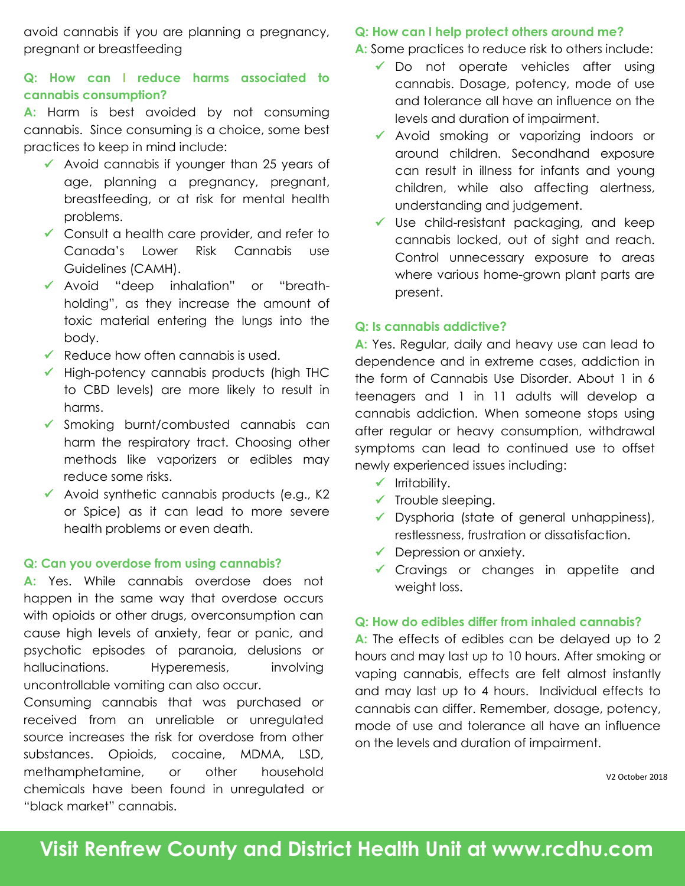avoid cannabis if you are planning a pregnancy, pregnant or breastfeeding

**Q: How can I reduce harms associated to cannabis consumption?**

**A:** Harm is best avoided by not consuming cannabis. Since consuming is a choice, some best practices to keep in mind include:

- ✓ Avoid cannabis if younger than 25 years of age, planning a pregnancy, pregnant, breastfeeding, or at risk for mental health problems.
- ✓ Consult a health care provider, and refer to Canada's Lower Risk Cannabis use Guidelines (CAMH).
- ✓ Avoid "deep inhalation" or "breath-holding", as they increase the amount of toxic material entering the lungs into the body.
- ✓ Reduce how often cannabis is used.
- ✓ High-potency cannabis products (high THC to CBD levels) are more likely to result in harms.
- ✓ Smoking burnt/combusted cannabis can harm the respiratory tract. Choosing other methods like vaporizers or edibles may reduce some risks.
- ✓ Avoid synthetic cannabis products (e.g., K2 or Spice) as it can lead to more severe health problems or even death.

**Q: Can you overdose from using cannabis?**

**A:** Yes. While cannabis overdose does not happen in the same way that overdose occurs with opioids or other drugs, overconsumption can cause high levels of anxiety, fear or panic, and psychotic episodes of paranoia, delusions or hallucinations. Hyperemesis, involving uncontrollable vomiting can also occur.

Consuming cannabis that was purchased or received from an unreliable or unregulated source increases the risk for overdose from other substances. Opioids, cocaine, MDMA, LSD, methamphetamine, or other household chemicals have been found in unregulated or "black market" cannabis.

**Q: How can I help protect others around me?**

**A:** Some practices to reduce risk to others include:

- ✓ Do not operate vehicles after using cannabis. Dosage, potency, mode of use and tolerance all have an influence on the levels and duration of impairment.
- ✓ Avoid smoking or vaporizing indoors or around children. Secondhand exposure can result in illness for infants and young children, while also affecting alertness, understanding and judgement.
- ✓ Use child-resistant packaging, and keep cannabis locked, out of sight and reach. Control unnecessary exposure to areas where various home-grown plant parts are present.

**Q: Is cannabis addictive?**

**A:** Yes. Regular, daily and heavy use can lead to dependence and in extreme cases, addiction in the form of Cannabis Use Disorder. About 1 in 6 teenagers and 1 in 11 adults will develop a cannabis addiction. When someone stops using after regular or heavy consumption, withdrawal symptoms can lead to continued use to offset newly experienced issues including:

- ✓ Irritability.
- ✓ Trouble sleeping.
- ✓ Dysphoria (state of general unhappiness), restlessness, frustration or dissatisfaction.
- ✓ Depression or anxiety.
- ✓ Cravings or changes in appetite and weight loss.

**Q: How do edibles differ from inhaled cannabis?**

**A:** The effects of edibles can be delayed up to 2 hours and may last up to 10 hours. After smoking or vaping cannabis, effects are felt almost instantly and may last up to 4 hours. Individual effects to cannabis can differ. Remember, dosage, potency, mode of use and tolerance all have an influence on the levels and duration of impairment.

V2 October 2018

**Visit Renfrew County and District Health Unit at www.rcdhu.com**